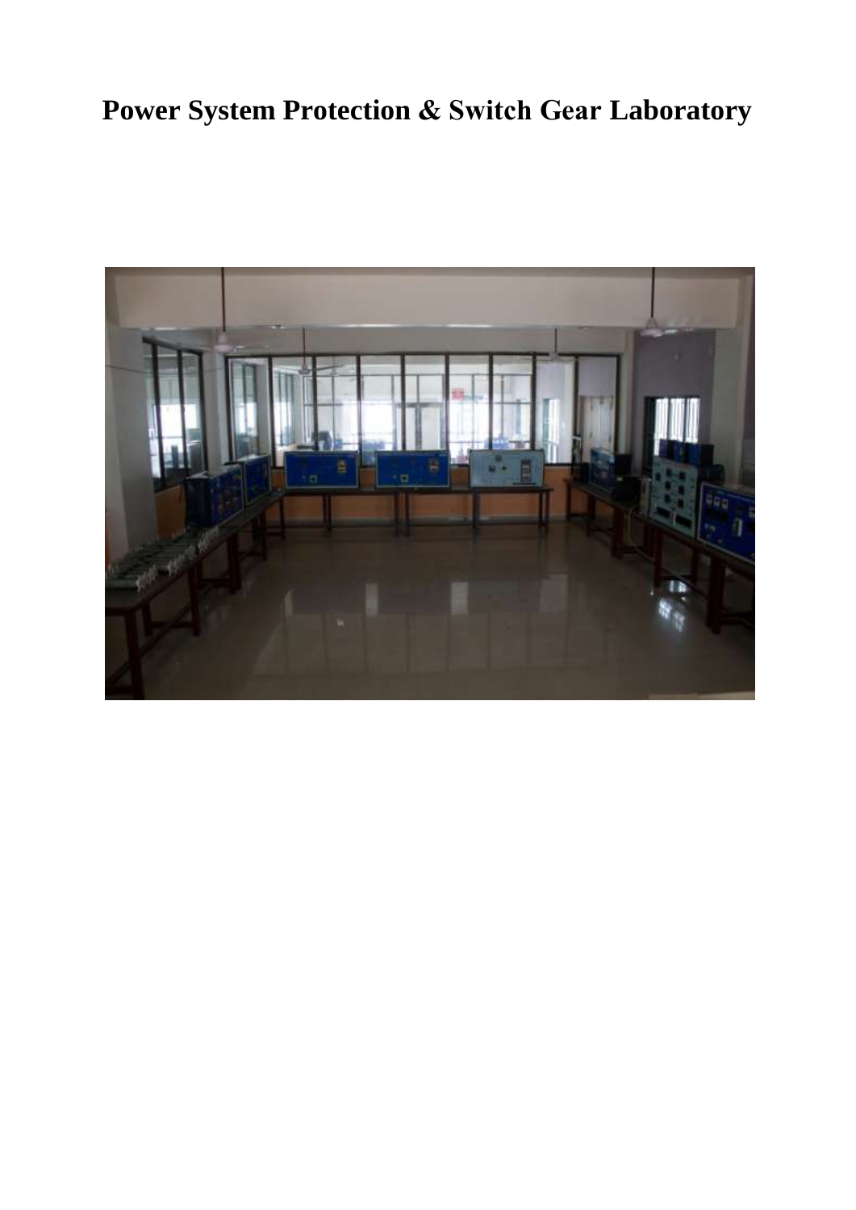# Power System Protection & Switch Gear Laboratory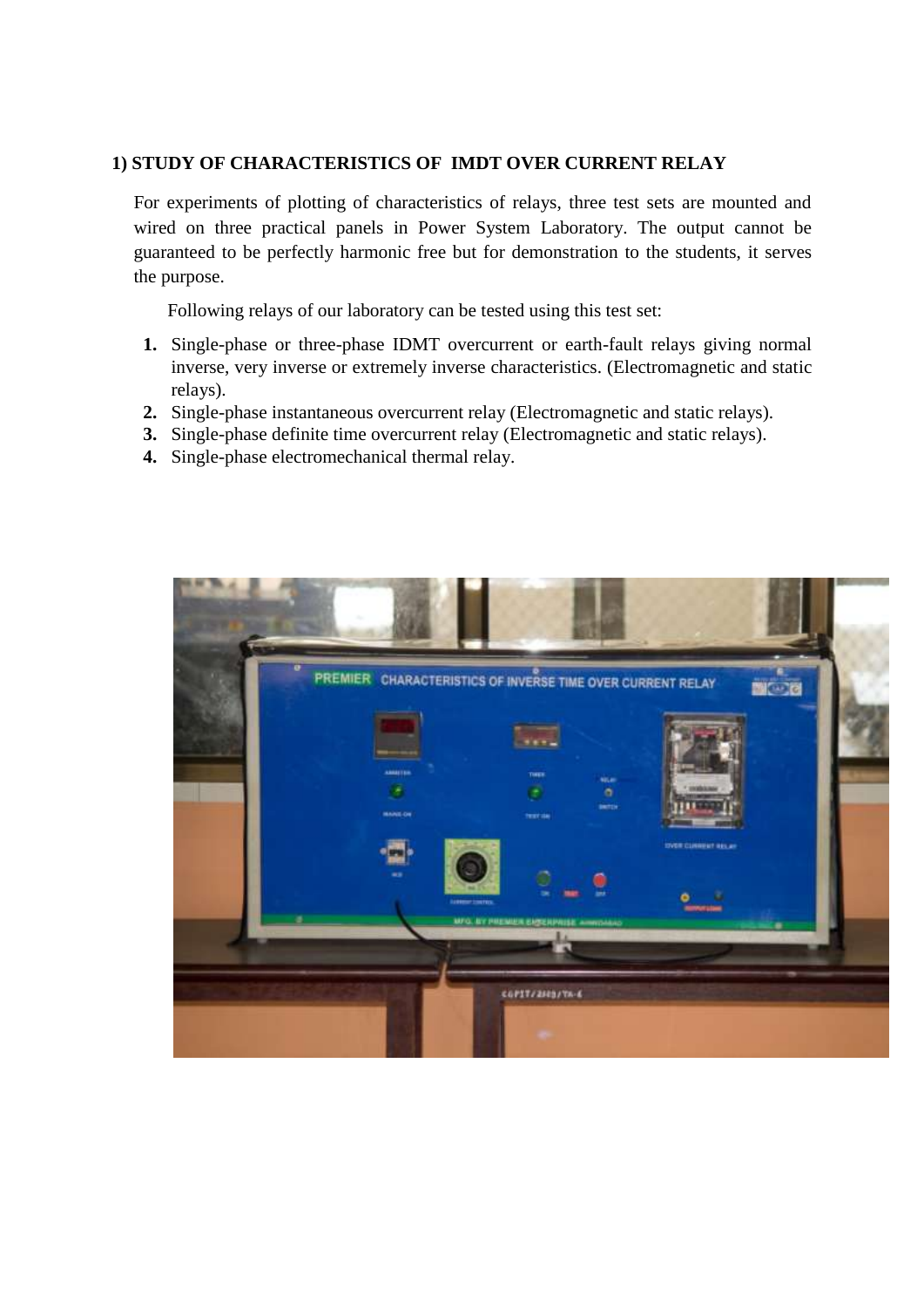## 1) STUDY OF CHARACTERISTICS OF IMDT OVER CURRENT RELAY

For experiments of plotting of characteristics of relays, three test sets are mounted and wired on three practical panels in Power System Laboratory. The output cannot be guaranteed to be perfectly harmonic free but for demonstration to the students, it serves the purpose.

Following relays of our laboratory can be tested using this test set:

1. Single-phase or three-phase IDMT overcurrent or earth-fault relays giving normal inverse, very inverse or extremely inverse characteristics. (Electromagnetic and static relays).
2. Single-phase instantaneous overcurrent relay (Electromagnetic and static relays).
3. Single-phase definite time overcurrent relay (Electromagnetic and static relays).
4. Single-phase electromechanical thermal relay.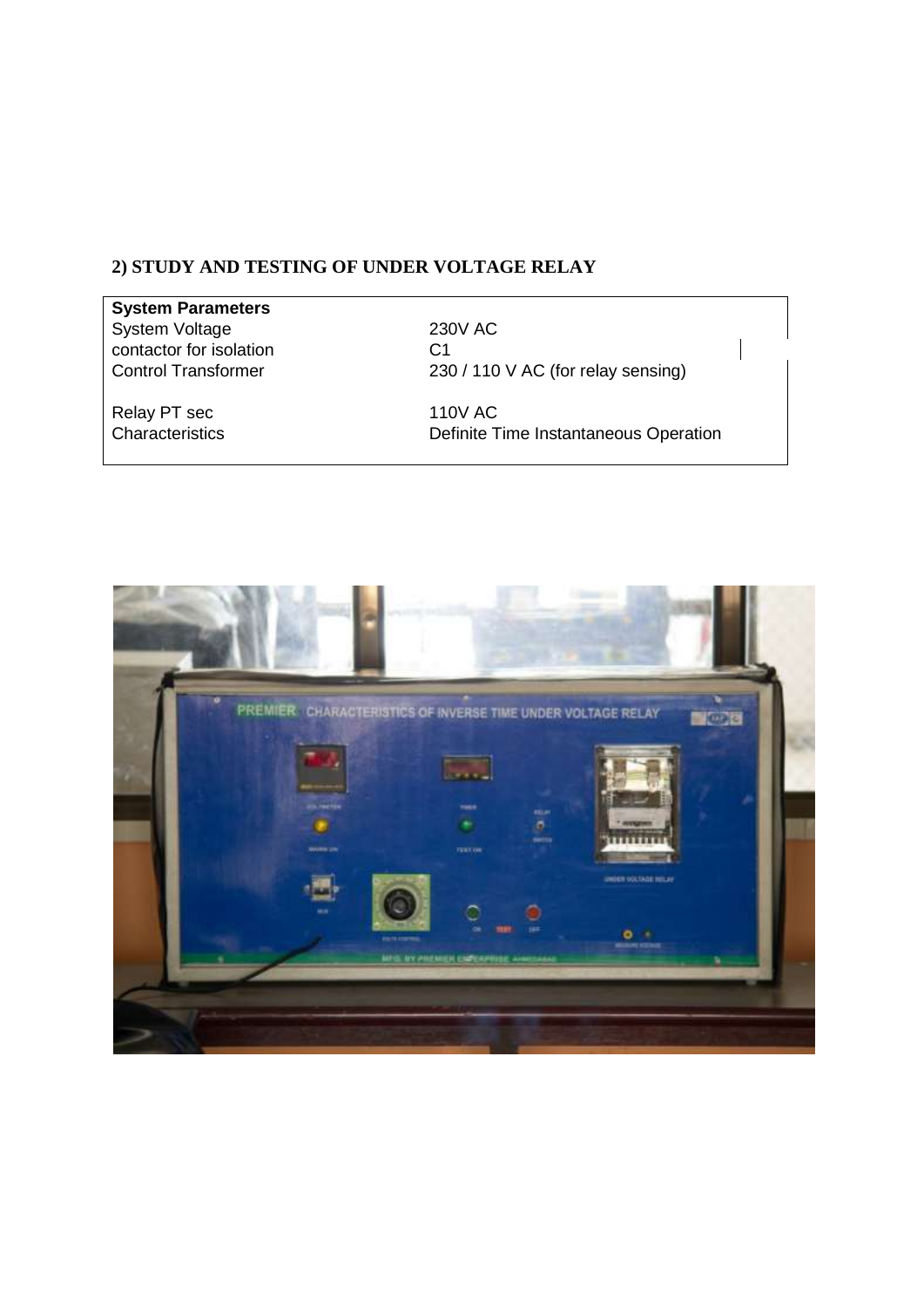## 2) STUDY AND TESTING OF UNDER VOLTAGE RELAY

| **System Parameters** | |
|---|---|
| System Voltage | 230V AC |
| contactor for isolation | C1 |
| Control Transformer | 230 / 110 V AC (for relay sensing) |
| Relay PT sec | 110V AC |
| Characteristics | Definite Time Instantaneous Operation |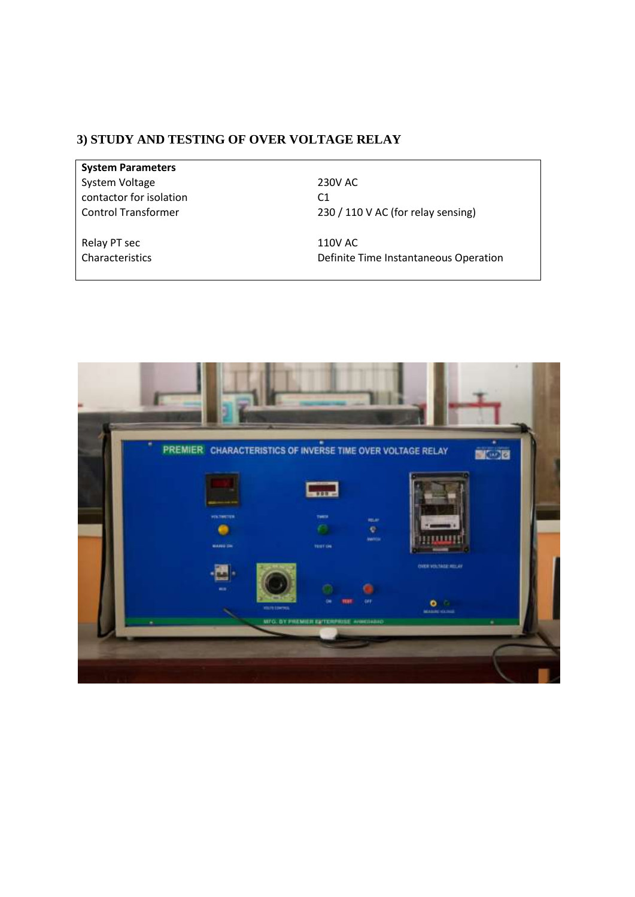### 3) STUDY AND TESTING OF OVER VOLTAGE RELAY

| System Parameters | |
|---|---|
| System Voltage | 230V AC |
| contactor for isolation | C1 |
| Control Transformer | 230 / 110 V AC (for relay sensing) |
| Relay PT sec | 110V AC |
| Characteristics | Definite Time Instantaneous Operation |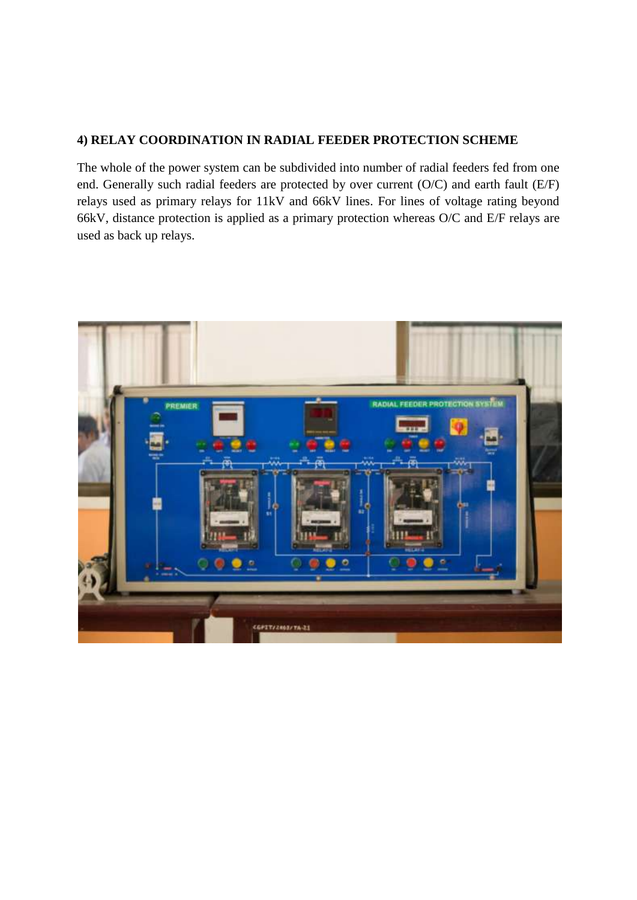## 4) RELAY COORDINATION IN RADIAL FEEDER PROTECTION SCHEME

The whole of the power system can be subdivided into number of radial feeders fed from one end. Generally such radial feeders are protected by over current (O/C) and earth fault (E/F) relays used as primary relays for 11kV and 66kV lines. For lines of voltage rating beyond 66kV, distance protection is applied as a primary protection whereas O/C and E/F relays are used as back up relays.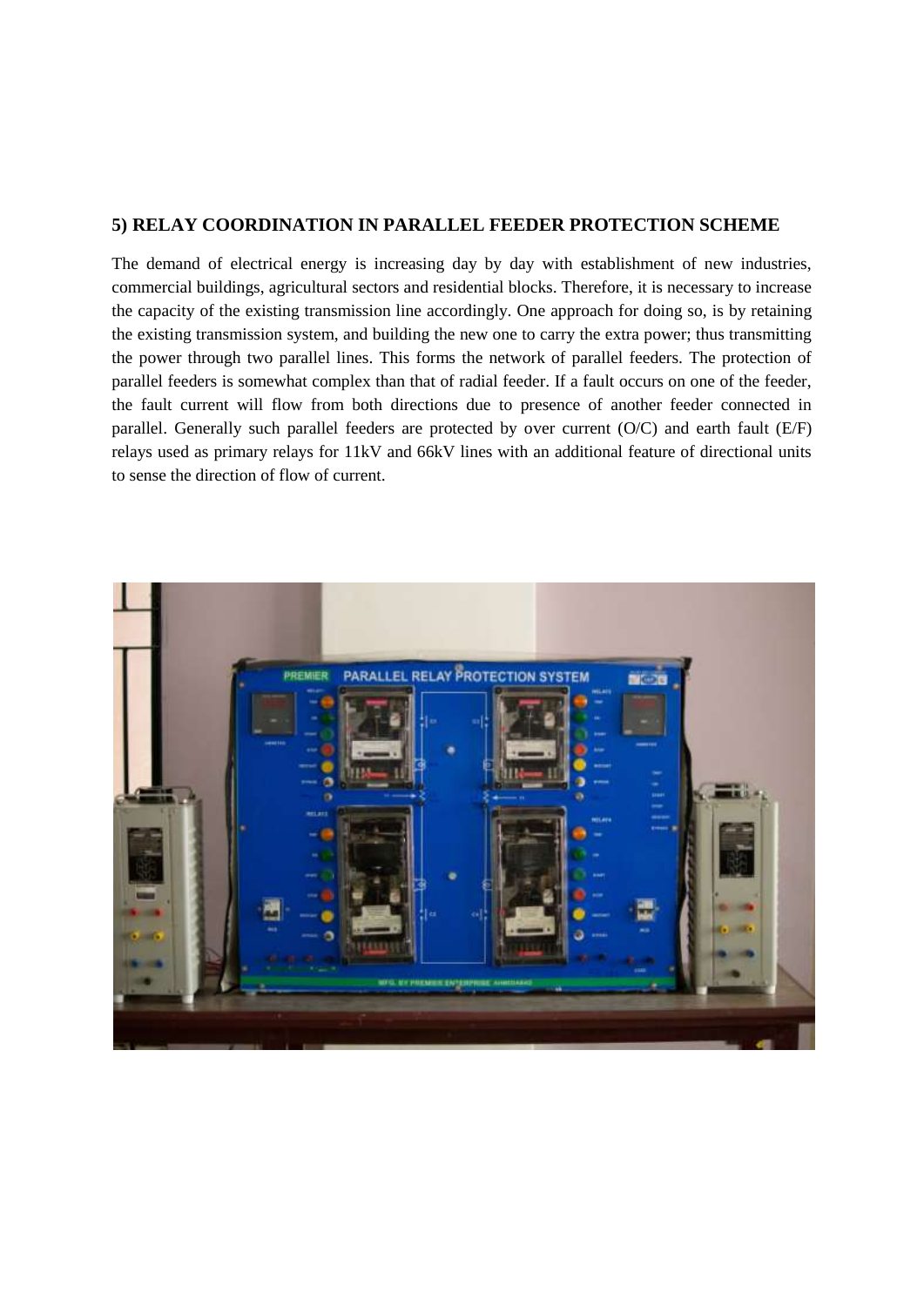## 5) RELAY COORDINATION IN PARALLEL FEEDER PROTECTION SCHEME

The demand of electrical energy is increasing day by day with establishment of new industries, commercial buildings, agricultural sectors and residential blocks. Therefore, it is necessary to increase the capacity of the existing transmission line accordingly. One approach for doing so, is by retaining the existing transmission system, and building the new one to carry the extra power; thus transmitting the power through two parallel lines. This forms the network of parallel feeders. The protection of parallel feeders is somewhat complex than that of radial feeder. If a fault occurs on one of the feeder, the fault current will flow from both directions due to presence of another feeder connected in parallel. Generally such parallel feeders are protected by over current (O/C) and earth fault (E/F) relays used as primary relays for 11kV and 66kV lines with an additional feature of directional units to sense the direction of flow of current.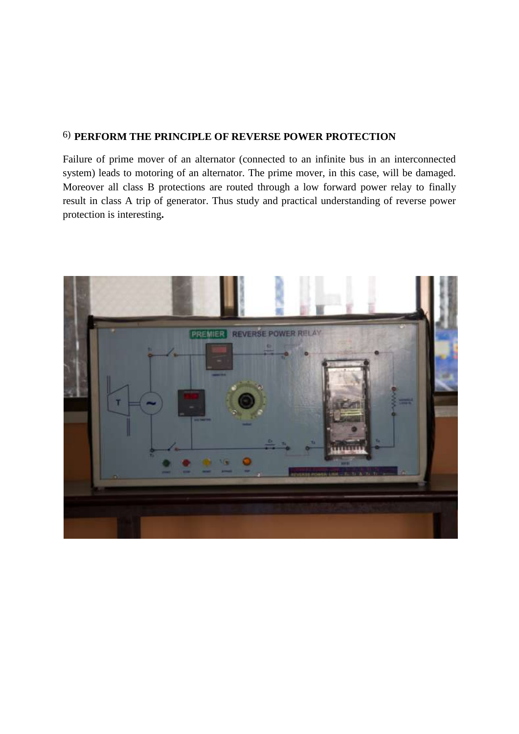## 6) PERFORM THE PRINCIPLE OF REVERSE POWER PROTECTION

Failure of prime mover of an alternator (connected to an infinite bus in an interconnected system) leads to motoring of an alternator. The prime mover, in this case, will be damaged. Moreover all class B protections are routed through a low forward power relay to finally result in class A trip of generator. Thus study and practical understanding of reverse power protection is interesting**.**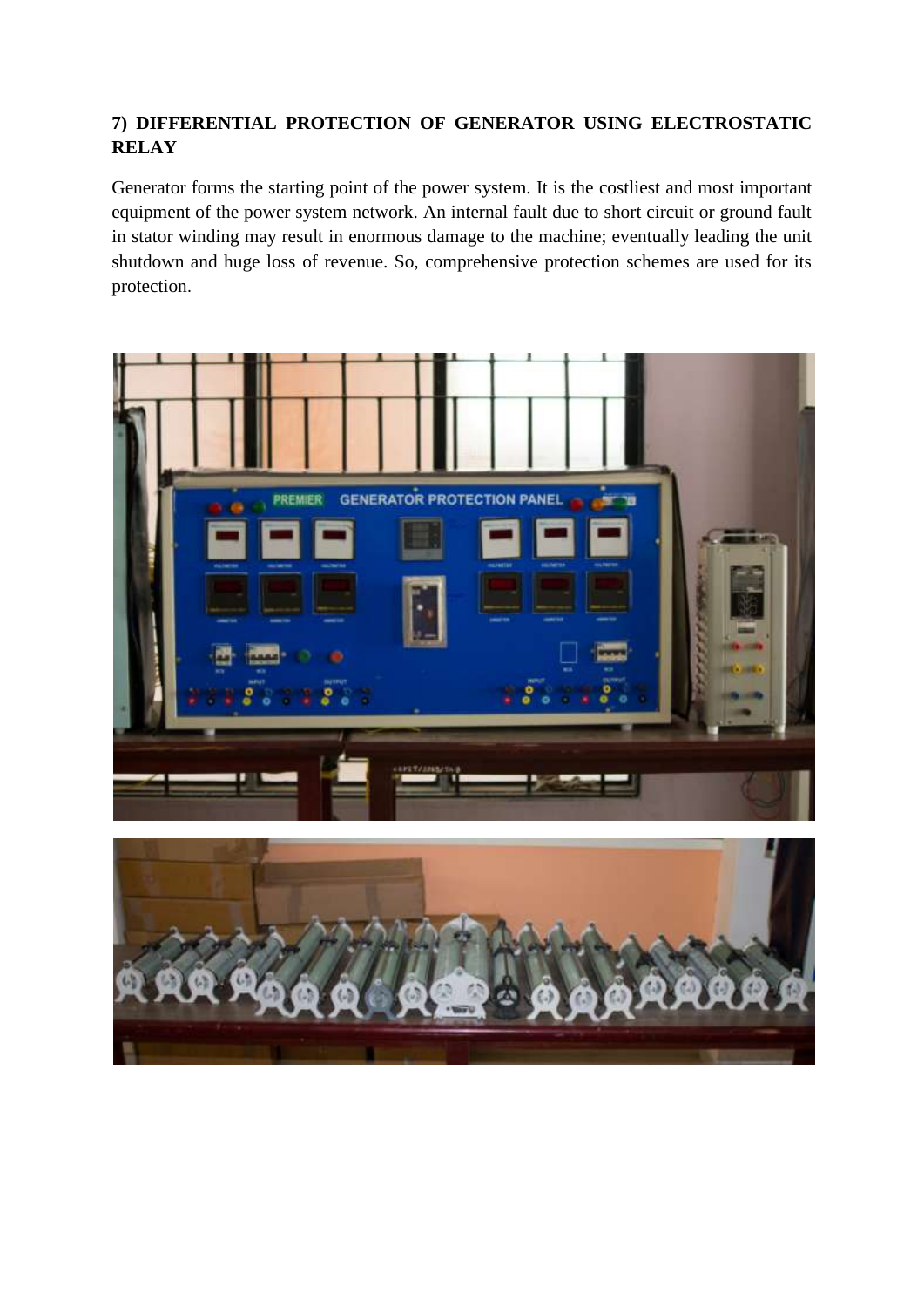## 7) DIFFERENTIAL PROTECTION OF GENERATOR USING ELECTROSTATIC RELAY

Generator forms the starting point of the power system. It is the costliest and most important equipment of the power system network. An internal fault due to short circuit or ground fault in stator winding may result in enormous damage to the machine; eventually leading the unit shutdown and huge loss of revenue. So, comprehensive protection schemes are used for its protection.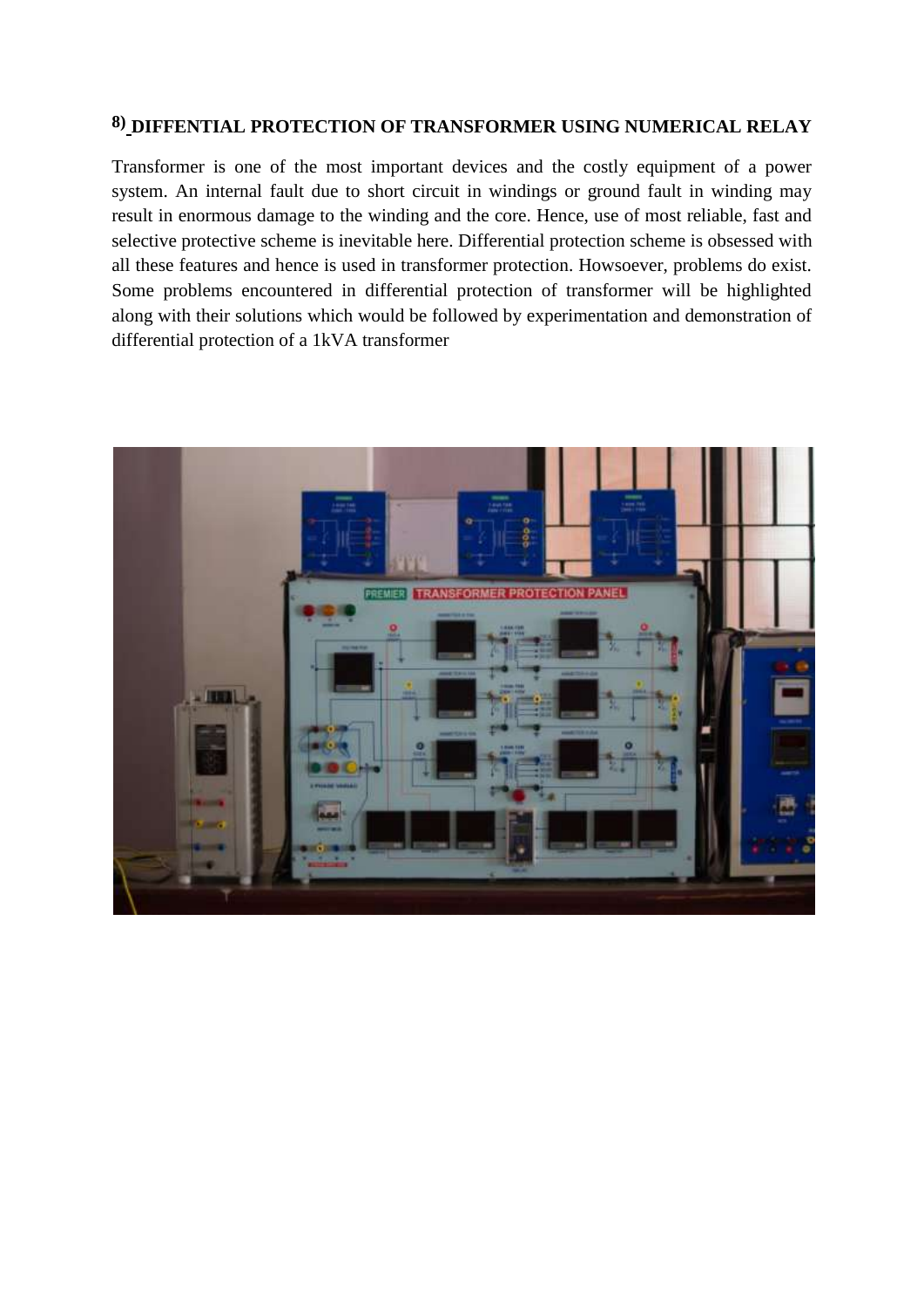## 8) DIFFENTIAL PROTECTION OF TRANSFORMER USING NUMERICAL RELAY

Transformer is one of the most important devices and the costly equipment of a power system. An internal fault due to short circuit in windings or ground fault in winding may result in enormous damage to the winding and the core. Hence, use of most reliable, fast and selective protective scheme is inevitable here. Differential protection scheme is obsessed with all these features and hence is used in transformer protection. Howsoever, problems do exist. Some problems encountered in differential protection of transformer will be highlighted along with their solutions which would be followed by experimentation and demonstration of differential protection of a 1kVA transformer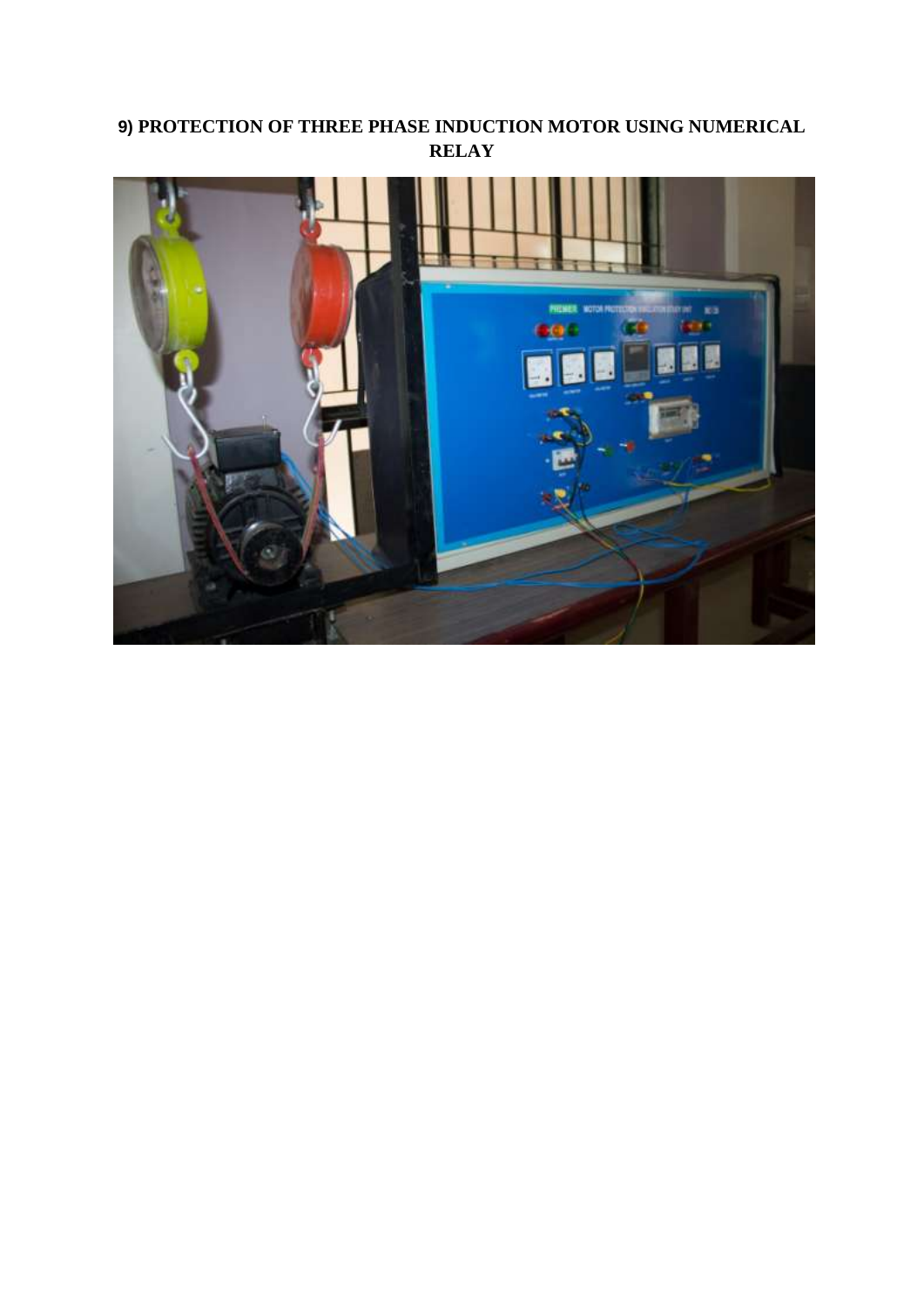# 9) PROTECTION OF THREE PHASE INDUCTION MOTOR USING NUMERICAL RELAY